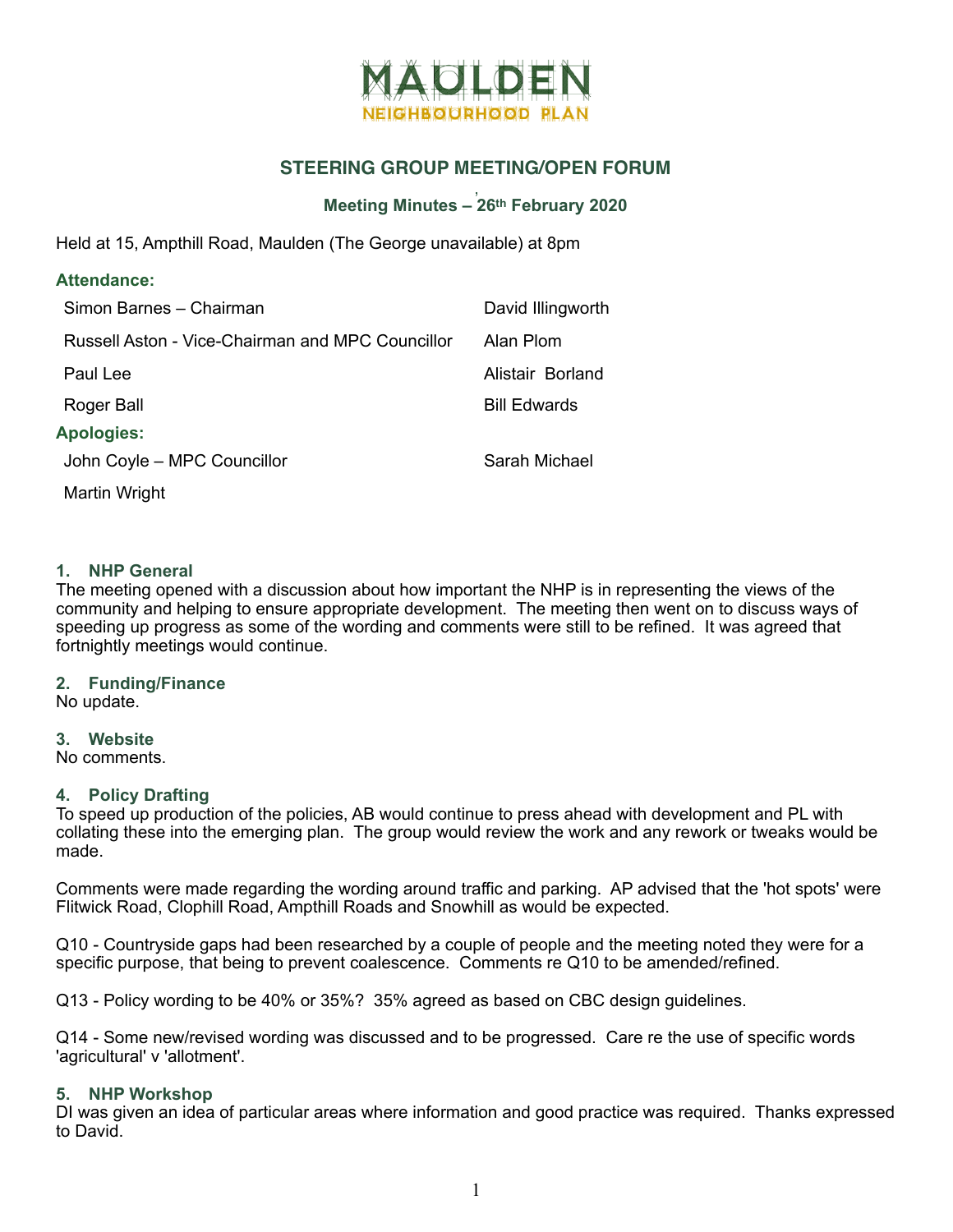# MAULDEN
## NEIGHBOURHOOD PLAN

## STEERING GROUP MEETING/OPEN FORUM

### Meeting Minutes – 26th February 2020

Held at 15, Ampthill Road, Maulden (The George unavailable) at 8pm

**Attendance:**

| | |
|---|---|
| Simon Barnes – Chairman | David Illingworth |
| Russell Aston - Vice-Chairman and MPC Councillor | Alan Plom |
| Paul Lee | Alistair Borland |
| Roger Ball | Bill Edwards |

**Apologies:**

| | |
|---|---|
| John Coyle – MPC Councillor | Sarah Michael |
| Martin Wright | |

### 1. NHP General

The meeting opened with a discussion about how important the NHP is in representing the views of the community and helping to ensure appropriate development. The meeting then went on to discuss ways of speeding up progress as some of the wording and comments were still to be refined. It was agreed that fortnightly meetings would continue.

### 2. Funding/Finance

No update.

### 3. Website

No comments.

### 4. Policy Drafting

To speed up production of the policies, AB would continue to press ahead with development and PL with collating these into the emerging plan. The group would review the work and any rework or tweaks would be made.

Comments were made regarding the wording around traffic and parking. AP advised that the 'hot spots' were Flitwick Road, Clophill Road, Ampthill Roads and Snowhill as would be expected.

Q10 - Countryside gaps had been researched by a couple of people and the meeting noted they were for a specific purpose, that being to prevent coalescence. Comments re Q10 to be amended/refined.

Q13 - Policy wording to be 40% or 35%? 35% agreed as based on CBC design guidelines.

Q14 - Some new/revised wording was discussed and to be progressed. Care re the use of specific words 'agricultural' v 'allotment'.

### 5. NHP Workshop

DI was given an idea of particular areas where information and good practice was required. Thanks expressed to David.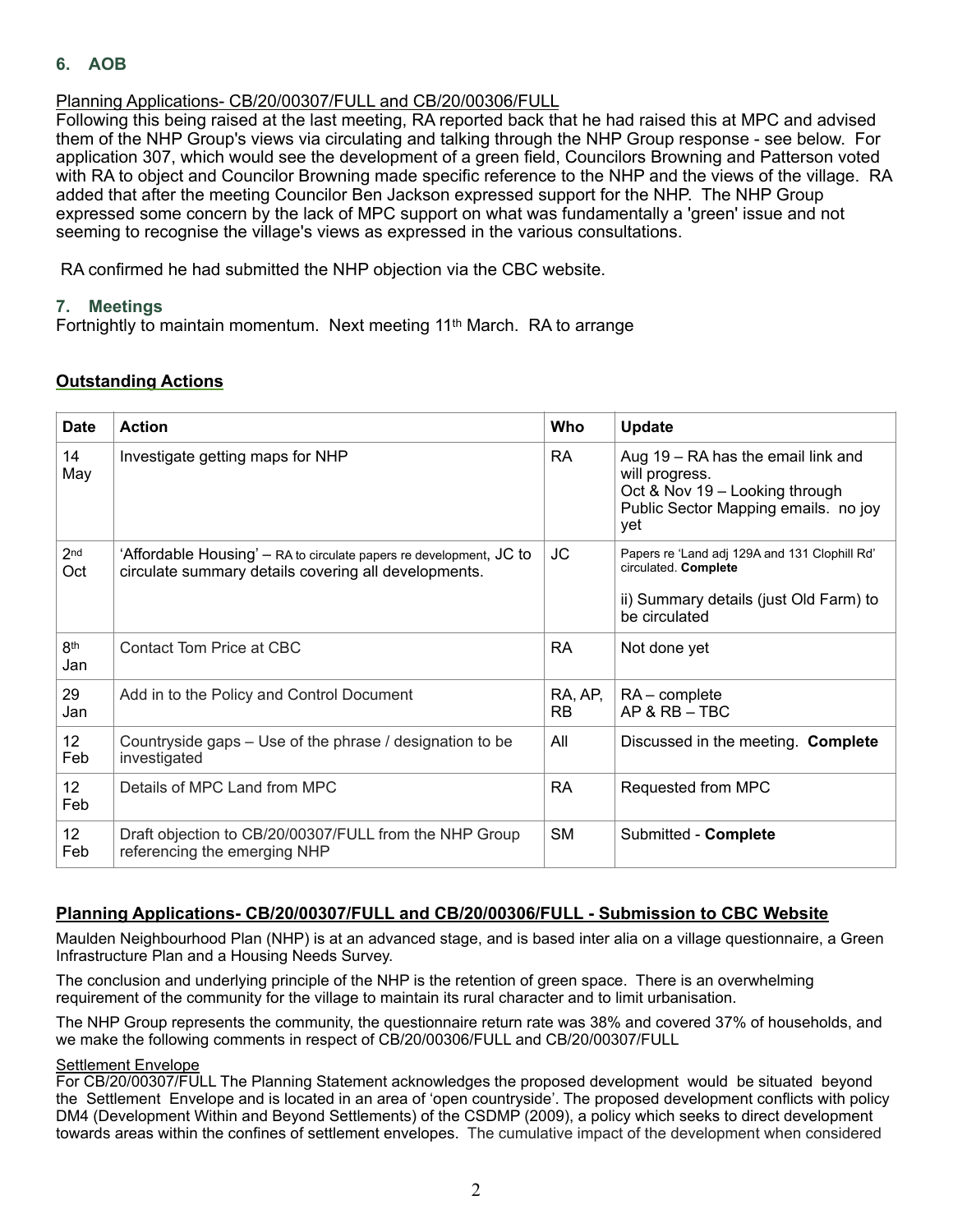## 6. AOB

Planning Applications- CB/20/00307/FULL and CB/20/00306/FULL

Following this being raised at the last meeting, RA reported back that he had raised this at MPC and advised them of the NHP Group's views via circulating and talking through the NHP Group response - see below. For application 307, which would see the development of a green field, Councilors Browning and Patterson voted with RA to object and Councilor Browning made specific reference to the NHP and the views of the village. RA added that after the meeting Councilor Ben Jackson expressed support for the NHP. The NHP Group expressed some concern by the lack of MPC support on what was fundamentally a 'green' issue and not seeming to recognise the village's views as expressed in the various consultations.

RA confirmed he had submitted the NHP objection via the CBC website.

## 7. Meetings

Fortnightly to maintain momentum. Next meeting 11th March. RA to arrange

### Outstanding Actions

| Date | Action | Who | Update |
|---|---|---|---|
| 14 May | Investigate getting maps for NHP | RA | Aug 19 – RA has the email link and will progress.<br>Oct & Nov 19 – Looking through Public Sector Mapping emails. no joy yet |
| 2nd Oct | 'Affordable Housing' – RA to circulate papers re development, JC to circulate summary details covering all developments. | JC | Papers re 'Land adj 129A and 131 Clophill Rd' circulated. **Complete**<br><br>ii) Summary details (just Old Farm) to be circulated |
| 8th Jan | Contact Tom Price at CBC | RA | Not done yet |
| 29 Jan | Add in to the Policy and Control Document | RA, AP, RB | RA – complete<br>AP & RB – TBC |
| 12 Feb | Countryside gaps – Use of the phrase / designation to be investigated | All | Discussed in the meeting. **Complete** |
| 12 Feb | Details of MPC Land from MPC | RA | Requested from MPC |
| 12 Feb | Draft objection to CB/20/00307/FULL from the NHP Group referencing the emerging NHP | SM | Submitted - **Complete** |

### Planning Applications- CB/20/00307/FULL and CB/20/00306/FULL - Submission to CBC Website

Maulden Neighbourhood Plan (NHP) is at an advanced stage, and is based inter alia on a village questionnaire, a Green Infrastructure Plan and a Housing Needs Survey.

The conclusion and underlying principle of the NHP is the retention of green space. There is an overwhelming requirement of the community for the village to maintain its rural character and to limit urbanisation.

The NHP Group represents the community, the questionnaire return rate was 38% and covered 37% of households, and we make the following comments in respect of CB/20/00306/FULL and CB/20/00307/FULL

Settlement Envelope

For CB/20/00307/FULL The Planning Statement acknowledges the proposed development would be situated beyond the Settlement Envelope and is located in an area of 'open countryside'. The proposed development conflicts with policy DM4 (Development Within and Beyond Settlements) of the CSDMP (2009), a policy which seeks to direct development towards areas within the confines of settlement envelopes. The cumulative impact of the development when considered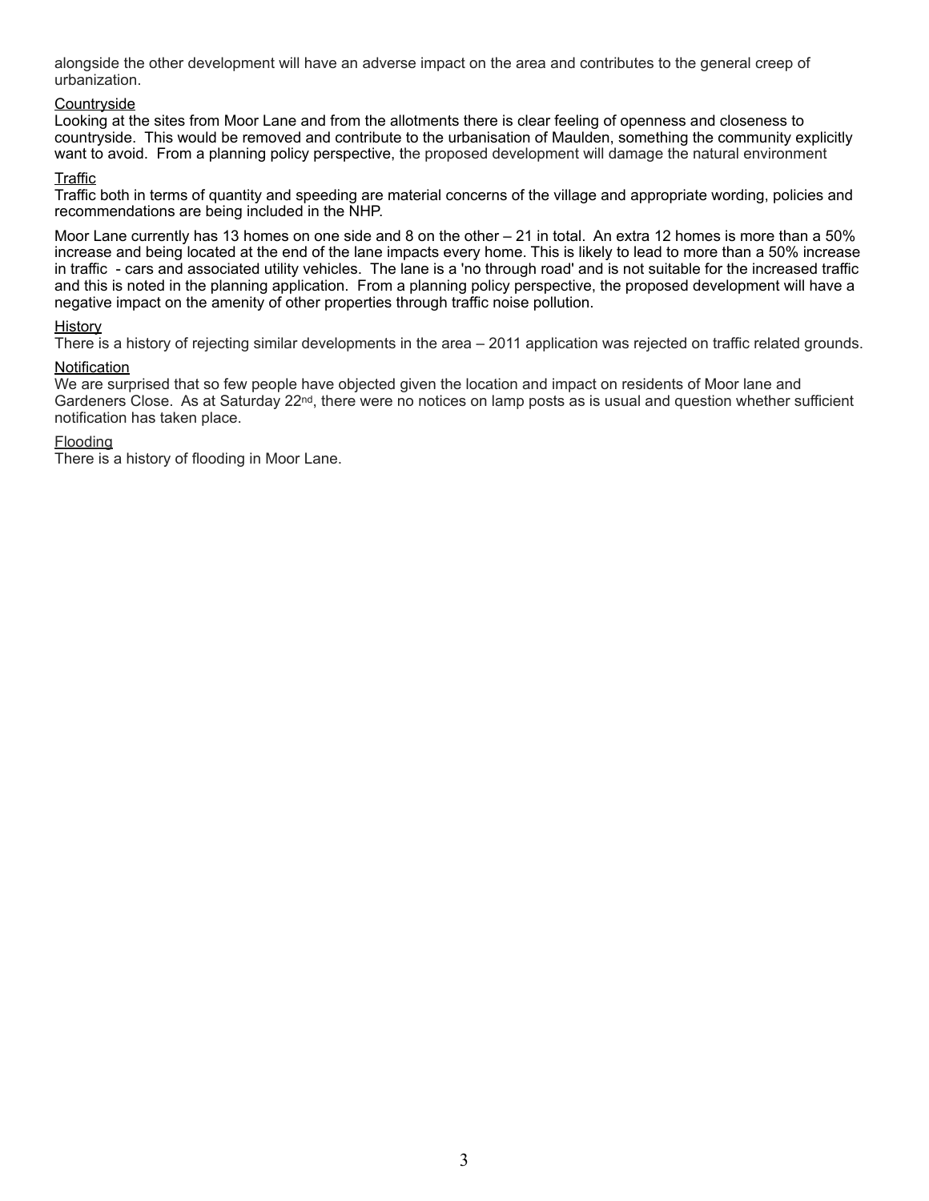alongside the other development will have an adverse impact on the area and contributes to the general creep of urbanization.

<u>Countryside</u>

Looking at the sites from Moor Lane and from the allotments there is clear feeling of openness and closeness to countryside. This would be removed and contribute to the urbanisation of Maulden, something the community explicitly want to avoid. From a planning policy perspective, the proposed development will damage the natural environment

<u>Traffic</u>

Traffic both in terms of quantity and speeding are material concerns of the village and appropriate wording, policies and recommendations are being included in the NHP.

Moor Lane currently has 13 homes on one side and 8 on the other – 21 in total. An extra 12 homes is more than a 50% increase and being located at the end of the lane impacts every home. This is likely to lead to more than a 50% increase in traffic - cars and associated utility vehicles. The lane is a 'no through road' and is not suitable for the increased traffic and this is noted in the planning application. From a planning policy perspective, the proposed development will have a negative impact on the amenity of other properties through traffic noise pollution.

<u>History</u>

There is a history of rejecting similar developments in the area – 2011 application was rejected on traffic related grounds.

<u>Notification</u>

We are surprised that so few people have objected given the location and impact on residents of Moor lane and Gardeners Close. As at Saturday 22nd, there were no notices on lamp posts as is usual and question whether sufficient notification has taken place.

<u>Flooding</u>

There is a history of flooding in Moor Lane.